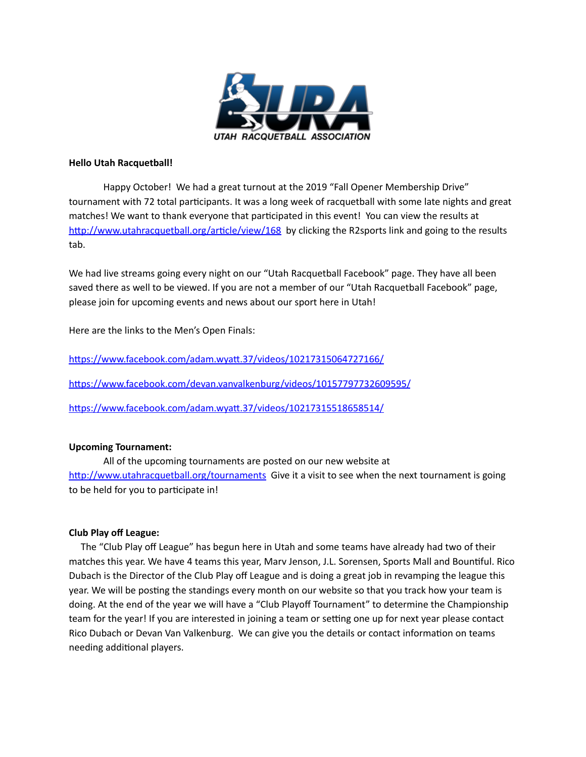UTAH RACQUETBALL ASSOCIATION

**Hello Utah Racquetball!**

Happy October! We had a great turnout at the 2019 "Fall Opener Membership Drive" tournament with 72 total participants. It was a long week of racquetball with some late nights and great matches! We want to thank everyone that participated in this event! You can view the results at http://www.utahracquetball.org/article/view/168 by clicking the R2sports link and going to the results tab.

We had live streams going every night on our "Utah Racquetball Facebook" page. They have all been saved there as well to be viewed. If you are not a member of our "Utah Racquetball Facebook" page, please join for upcoming events and news about our sport here in Utah!

Here are the links to the Men's Open Finals:

https://www.facebook.com/adam.wyatt.37/videos/10217315064727166/

https://www.facebook.com/devan.vanvalkenburg/videos/10157797732609595/

https://www.facebook.com/adam.wyatt.37/videos/10217315518658514/

**Upcoming Tournament:**

All of the upcoming tournaments are posted on our new website at http://www.utahracquetball.org/tournaments Give it a visit to see when the next tournament is going to be held for you to participate in!

**Club Play off League:**

The "Club Play off League" has begun here in Utah and some teams have already had two of their matches this year. We have 4 teams this year, Marv Jenson, J.L. Sorensen, Sports Mall and Bountiful. Rico Dubach is the Director of the Club Play off League and is doing a great job in revamping the league this year. We will be posting the standings every month on our website so that you track how your team is doing. At the end of the year we will have a "Club Playoff Tournament" to determine the Championship team for the year! If you are interested in joining a team or setting one up for next year please contact Rico Dubach or Devan Van Valkenburg. We can give you the details or contact information on teams needing additional players.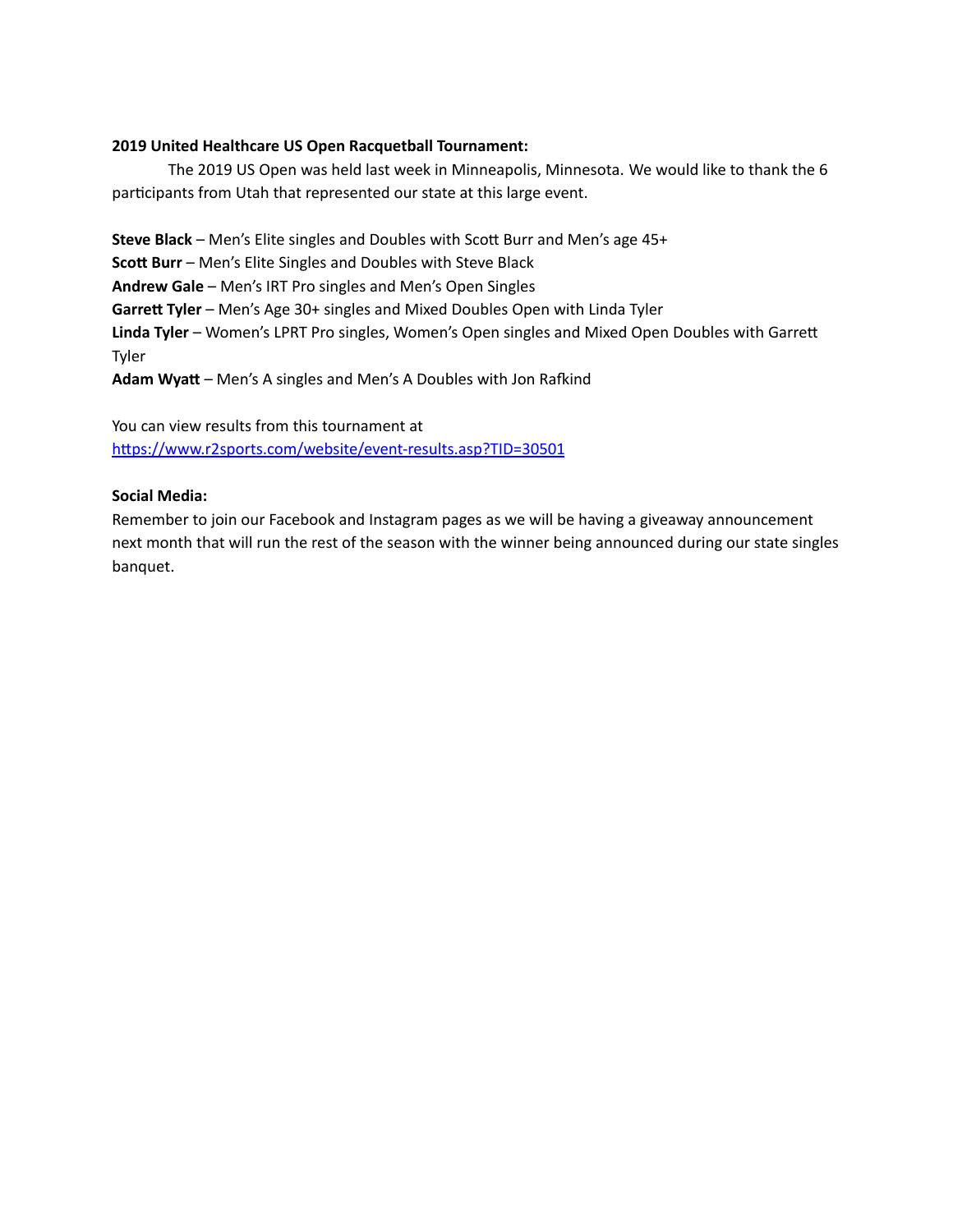**2019 United Healthcare US Open Racquetball Tournament:**

The 2019 US Open was held last week in Minneapolis, Minnesota. We would like to thank the 6 participants from Utah that represented our state at this large event.

**Steve Black** – Men's Elite singles and Doubles with Scott Burr and Men's age 45+
**Scott Burr** – Men's Elite Singles and Doubles with Steve Black
**Andrew Gale** – Men's IRT Pro singles and Men's Open Singles
**Garrett Tyler** – Men's Age 30+ singles and Mixed Doubles Open with Linda Tyler
**Linda Tyler** – Women's LPRT Pro singles, Women's Open singles and Mixed Open Doubles with Garrett Tyler
**Adam Wyatt** – Men's A singles and Men's A Doubles with Jon Rafkind

You can view results from this tournament at
https://www.r2sports.com/website/event-results.asp?TID=30501

**Social Media:**

Remember to join our Facebook and Instagram pages as we will be having a giveaway announcement next month that will run the rest of the season with the winner being announced during our state singles banquet.